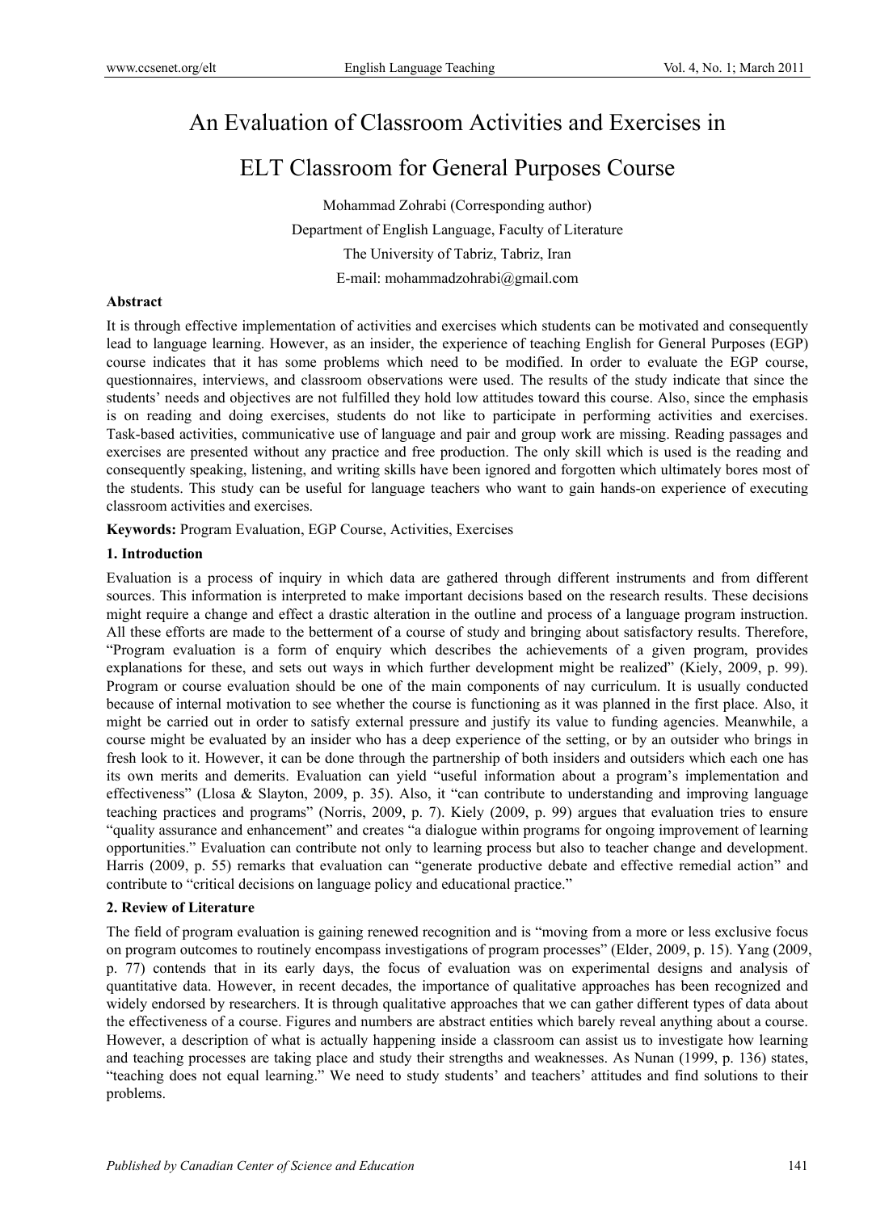# An Evaluation of Classroom Activities and Exercises in ELT Classroom for General Purposes Course

Mohammad Zohrabi (Corresponding author)

Department of English Language, Faculty of Literature

The University of Tabriz, Tabriz, Iran

E-mail: mohammadzohrabi@gmail.com

**Abstract**

It is through effective implementation of activities and exercises which students can be motivated and consequently lead to language learning. However, as an insider, the experience of teaching English for General Purposes (EGP) course indicates that it has some problems which need to be modified. In order to evaluate the EGP course, questionnaires, interviews, and classroom observations were used. The results of the study indicate that since the students' needs and objectives are not fulfilled they hold low attitudes toward this course. Also, since the emphasis is on reading and doing exercises, students do not like to participate in performing activities and exercises. Task-based activities, communicative use of language and pair and group work are missing. Reading passages and exercises are presented without any practice and free production. The only skill which is used is the reading and consequently speaking, listening, and writing skills have been ignored and forgotten which ultimately bores most of the students. This study can be useful for language teachers who want to gain hands-on experience of executing classroom activities and exercises.

**Keywords:** Program Evaluation, EGP Course, Activities, Exercises

## 1. Introduction

Evaluation is a process of inquiry in which data are gathered through different instruments and from different sources. This information is interpreted to make important decisions based on the research results. These decisions might require a change and effect a drastic alteration in the outline and process of a language program instruction. All these efforts are made to the betterment of a course of study and bringing about satisfactory results. Therefore, "Program evaluation is a form of enquiry which describes the achievements of a given program, provides explanations for these, and sets out ways in which further development might be realized" (Kiely, 2009, p. 99). Program or course evaluation should be one of the main components of nay curriculum. It is usually conducted because of internal motivation to see whether the course is functioning as it was planned in the first place. Also, it might be carried out in order to satisfy external pressure and justify its value to funding agencies. Meanwhile, a course might be evaluated by an insider who has a deep experience of the setting, or by an outsider who brings in fresh look to it. However, it can be done through the partnership of both insiders and outsiders which each one has its own merits and demerits. Evaluation can yield "useful information about a program's implementation and effectiveness" (Llosa & Slayton, 2009, p. 35). Also, it "can contribute to understanding and improving language teaching practices and programs" (Norris, 2009, p. 7). Kiely (2009, p. 99) argues that evaluation tries to ensure "quality assurance and enhancement" and creates "a dialogue within programs for ongoing improvement of learning opportunities." Evaluation can contribute not only to learning process but also to teacher change and development. Harris (2009, p. 55) remarks that evaluation can "generate productive debate and effective remedial action" and contribute to "critical decisions on language policy and educational practice."

## 2. Review of Literature

The field of program evaluation is gaining renewed recognition and is "moving from a more or less exclusive focus on program outcomes to routinely encompass investigations of program processes" (Elder, 2009, p. 15). Yang (2009, p. 77) contends that in its early days, the focus of evaluation was on experimental designs and analysis of quantitative data. However, in recent decades, the importance of qualitative approaches has been recognized and widely endorsed by researchers. It is through qualitative approaches that we can gather different types of data about the effectiveness of a course. Figures and numbers are abstract entities which barely reveal anything about a course. However, a description of what is actually happening inside a classroom can assist us to investigate how learning and teaching processes are taking place and study their strengths and weaknesses. As Nunan (1999, p. 136) states, "teaching does not equal learning." We need to study students' and teachers' attitudes and find solutions to their problems.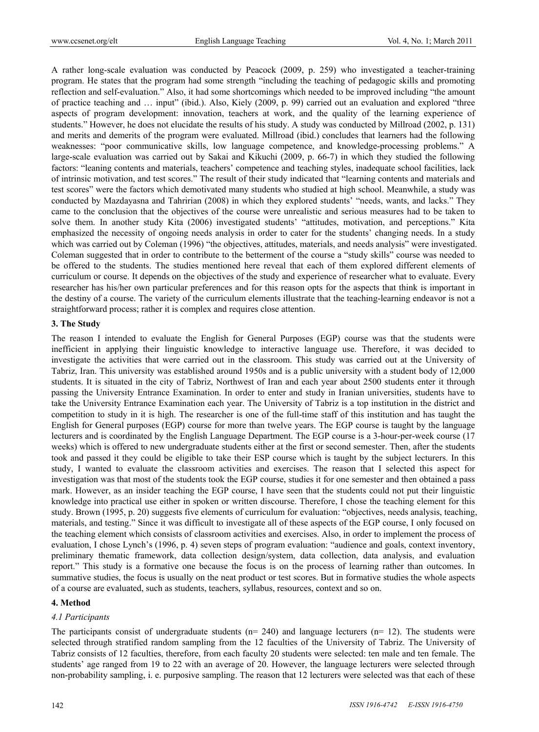A rather long-scale evaluation was conducted by Peacock (2009, p. 259) who investigated a teacher-training program. He states that the program had some strength "including the teaching of pedagogic skills and promoting reflection and self-evaluation." Also, it had some shortcomings which needed to be improved including "the amount of practice teaching and … input" (ibid.). Also, Kiely (2009, p. 99) carried out an evaluation and explored "three aspects of program development: innovation, teachers at work, and the quality of the learning experience of students." However, he does not elucidate the results of his study. A study was conducted by Millroad (2002, p. 131) and merits and demerits of the program were evaluated. Millroad (ibid.) concludes that learners had the following weaknesses: "poor communicative skills, low language competence, and knowledge-processing problems." A large-scale evaluation was carried out by Sakai and Kikuchi (2009, p. 66-7) in which they studied the following factors: "leaning contents and materials, teachers' competence and teaching styles, inadequate school facilities, lack of intrinsic motivation, and test scores." The result of their study indicated that "learning contents and materials and test scores" were the factors which demotivated many students who studied at high school. Meanwhile, a study was conducted by Mazdayasna and Tahririan (2008) in which they explored students' "needs, wants, and lacks." They came to the conclusion that the objectives of the course were unrealistic and serious measures had to be taken to solve them. In another study Kita (2006) investigated students' "attitudes, motivation, and perceptions." Kita emphasized the necessity of ongoing needs analysis in order to cater for the students' changing needs. In a study which was carried out by Coleman (1996) "the objectives, attitudes, materials, and needs analysis" were investigated. Coleman suggested that in order to contribute to the betterment of the course a "study skills" course was needed to be offered to the students. The studies mentioned here reveal that each of them explored different elements of curriculum or course. It depends on the objectives of the study and experience of researcher what to evaluate. Every researcher has his/her own particular preferences and for this reason opts for the aspects that think is important in the destiny of a course. The variety of the curriculum elements illustrate that the teaching-learning endeavor is not a straightforward process; rather it is complex and requires close attention.

## 3. The Study

The reason I intended to evaluate the English for General Purposes (EGP) course was that the students were inefficient in applying their linguistic knowledge to interactive language use. Therefore, it was decided to investigate the activities that were carried out in the classroom. This study was carried out at the University of Tabriz, Iran. This university was established around 1950s and is a public university with a student body of 12,000 students. It is situated in the city of Tabriz, Northwest of Iran and each year about 2500 students enter it through passing the University Entrance Examination. In order to enter and study in Iranian universities, students have to take the University Entrance Examination each year. The University of Tabriz is a top institution in the district and competition to study in it is high. The researcher is one of the full-time staff of this institution and has taught the English for General purposes (EGP) course for more than twelve years. The EGP course is taught by the language lecturers and is coordinated by the English Language Department. The EGP course is a 3-hour-per-week course (17 weeks) which is offered to new undergraduate students either at the first or second semester. Then, after the students took and passed it they could be eligible to take their ESP course which is taught by the subject lecturers. In this study, I wanted to evaluate the classroom activities and exercises. The reason that I selected this aspect for investigation was that most of the students took the EGP course, studies it for one semester and then obtained a pass mark. However, as an insider teaching the EGP course, I have seen that the students could not put their linguistic knowledge into practical use either in spoken or written discourse. Therefore, I chose the teaching element for this study. Brown (1995, p. 20) suggests five elements of curriculum for evaluation: "objectives, needs analysis, teaching, materials, and testing." Since it was difficult to investigate all of these aspects of the EGP course, I only focused on the teaching element which consists of classroom activities and exercises. Also, in order to implement the process of evaluation, I chose Lynch's (1996, p. 4) seven steps of program evaluation: "audience and goals, context inventory, preliminary thematic framework, data collection design/system, data collection, data analysis, and evaluation report." This study is a formative one because the focus is on the process of learning rather than outcomes. In summative studies, the focus is usually on the neat product or test scores. But in formative studies the whole aspects of a course are evaluated, such as students, teachers, syllabus, resources, context and so on.

## 4. Method

### *4.1 Participants*

The participants consist of undergraduate students (n= 240) and language lecturers (n= 12). The students were selected through stratified random sampling from the 12 faculties of the University of Tabriz. The University of Tabriz consists of 12 faculties, therefore, from each faculty 20 students were selected: ten male and ten female. The students' age ranged from 19 to 22 with an average of 20. However, the language lecturers were selected through non-probability sampling, i. e. purposive sampling. The reason that 12 lecturers were selected was that each of these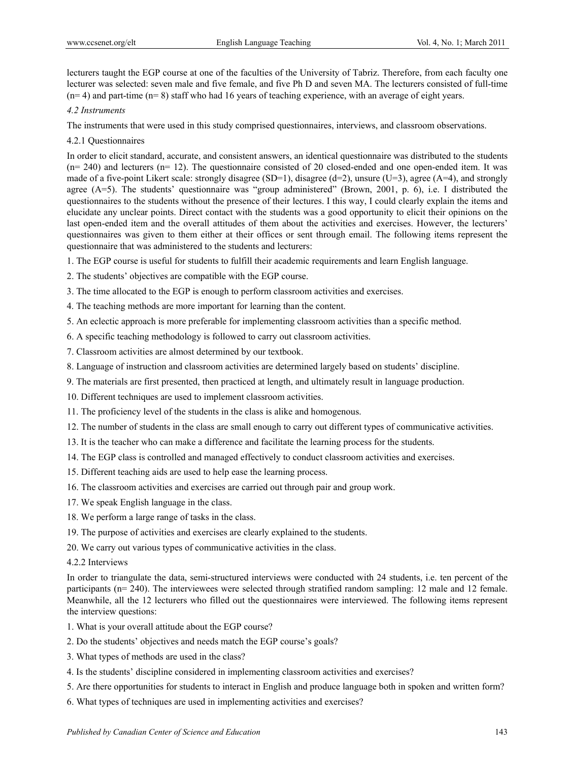lecturers taught the EGP course at one of the faculties of the University of Tabriz. Therefore, from each faculty one lecturer was selected: seven male and five female, and five Ph D and seven MA. The lecturers consisted of full-time (n= 4) and part-time (n= 8) staff who had 16 years of teaching experience, with an average of eight years.

### *4.2 Instruments*

The instruments that were used in this study comprised questionnaires, interviews, and classroom observations.

#### 4.2.1 Questionnaires

In order to elicit standard, accurate, and consistent answers, an identical questionnaire was distributed to the students (n= 240) and lecturers (n= 12). The questionnaire consisted of 20 closed-ended and one open-ended item. It was made of a five-point Likert scale: strongly disagree (SD=1), disagree (d=2), unsure (U=3), agree (A=4), and strongly agree (A=5). The students' questionnaire was "group administered" (Brown, 2001, p. 6), i.e. I distributed the questionnaires to the students without the presence of their lectures. I this way, I could clearly explain the items and elucidate any unclear points. Direct contact with the students was a good opportunity to elicit their opinions on the last open-ended item and the overall attitudes of them about the activities and exercises. However, the lecturers' questionnaires was given to them either at their offices or sent through email. The following items represent the questionnaire that was administered to the students and lecturers:

1. The EGP course is useful for students to fulfill their academic requirements and learn English language.
2. The students' objectives are compatible with the EGP course.
3. The time allocated to the EGP is enough to perform classroom activities and exercises.
4. The teaching methods are more important for learning than the content.
5. An eclectic approach is more preferable for implementing classroom activities than a specific method.
6. A specific teaching methodology is followed to carry out classroom activities.
7. Classroom activities are almost determined by our textbook.
8. Language of instruction and classroom activities are determined largely based on students' discipline.
9. The materials are first presented, then practiced at length, and ultimately result in language production.
10. Different techniques are used to implement classroom activities.
11. The proficiency level of the students in the class is alike and homogenous.
12. The number of students in the class are small enough to carry out different types of communicative activities.
13. It is the teacher who can make a difference and facilitate the learning process for the students.
14. The EGP class is controlled and managed effectively to conduct classroom activities and exercises.
15. Different teaching aids are used to help ease the learning process.
16. The classroom activities and exercises are carried out through pair and group work.
17. We speak English language in the class.
18. We perform a large range of tasks in the class.
19. The purpose of activities and exercises are clearly explained to the students.
20. We carry out various types of communicative activities in the class.

#### 4.2.2 Interviews

In order to triangulate the data, semi-structured interviews were conducted with 24 students, i.e. ten percent of the participants (n= 240). The interviewees were selected through stratified random sampling: 12 male and 12 female. Meanwhile, all the 12 lecturers who filled out the questionnaires were interviewed. The following items represent the interview questions:

1. What is your overall attitude about the EGP course?
2. Do the students' objectives and needs match the EGP course's goals?
3. What types of methods are used in the class?
4. Is the students' discipline considered in implementing classroom activities and exercises?
5. Are there opportunities for students to interact in English and produce language both in spoken and written form?
6. What types of techniques are used in implementing activities and exercises?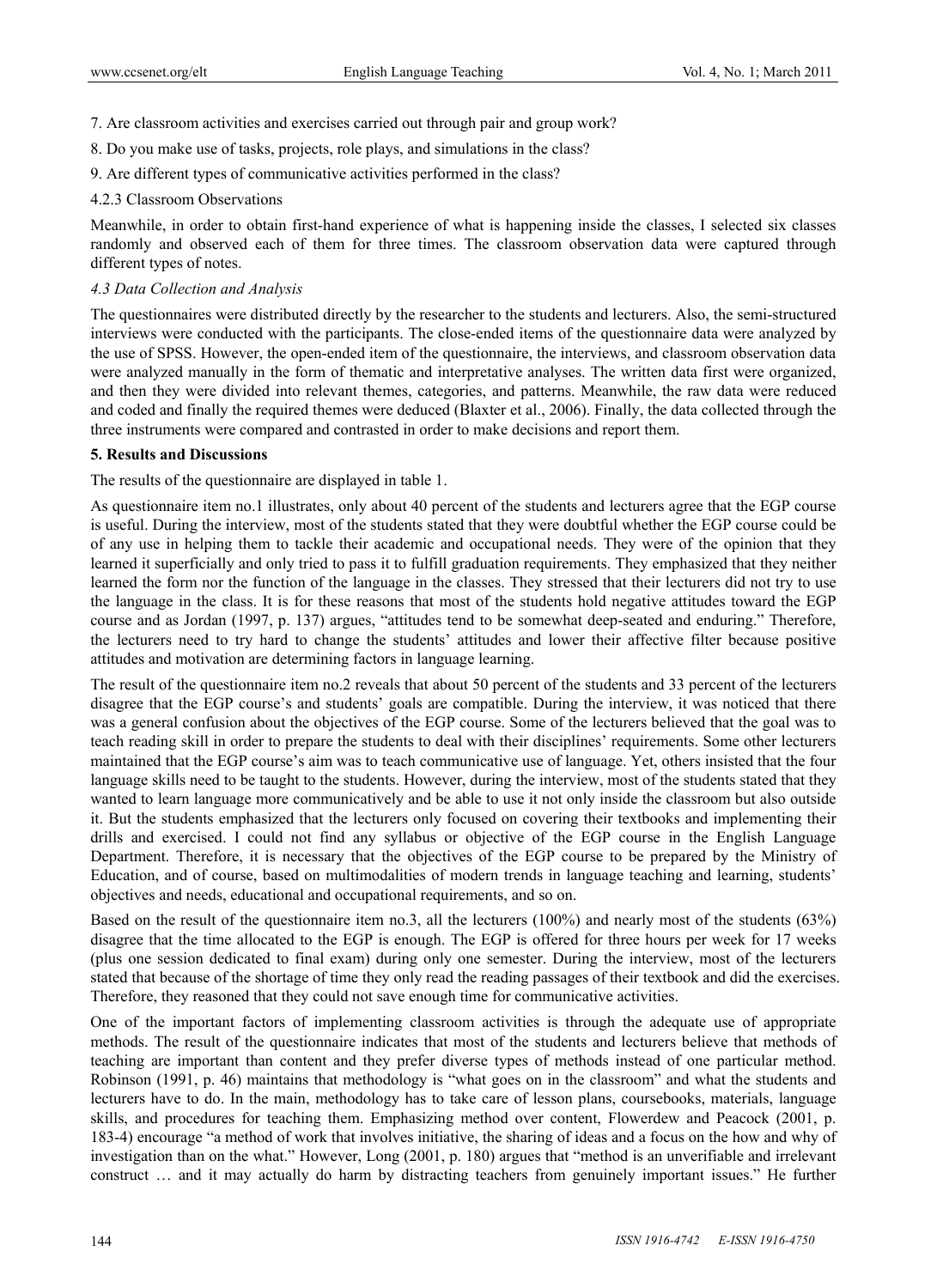7. Are classroom activities and exercises carried out through pair and group work?

8. Do you make use of tasks, projects, role plays, and simulations in the class?

9. Are different types of communicative activities performed in the class?

4.2.3 Classroom Observations

Meanwhile, in order to obtain first-hand experience of what is happening inside the classes, I selected six classes randomly and observed each of them for three times. The classroom observation data were captured through different types of notes.

### *4.3 Data Collection and Analysis*

The questionnaires were distributed directly by the researcher to the students and lecturers. Also, the semi-structured interviews were conducted with the participants. The close-ended items of the questionnaire data were analyzed by the use of SPSS. However, the open-ended item of the questionnaire, the interviews, and classroom observation data were analyzed manually in the form of thematic and interpretative analyses. The written data first were organized, and then they were divided into relevant themes, categories, and patterns. Meanwhile, the raw data were reduced and coded and finally the required themes were deduced (Blaxter et al., 2006). Finally, the data collected through the three instruments were compared and contrasted in order to make decisions and report them.

## **5. Results and Discussions**

The results of the questionnaire are displayed in table 1.

As questionnaire item no.1 illustrates, only about 40 percent of the students and lecturers agree that the EGP course is useful. During the interview, most of the students stated that they were doubtful whether the EGP course could be of any use in helping them to tackle their academic and occupational needs. They were of the opinion that they learned it superficially and only tried to pass it to fulfill graduation requirements. They emphasized that they neither learned the form nor the function of the language in the classes. They stressed that their lecturers did not try to use the language in the class. It is for these reasons that most of the students hold negative attitudes toward the EGP course and as Jordan (1997, p. 137) argues, "attitudes tend to be somewhat deep-seated and enduring." Therefore, the lecturers need to try hard to change the students' attitudes and lower their affective filter because positive attitudes and motivation are determining factors in language learning.

The result of the questionnaire item no.2 reveals that about 50 percent of the students and 33 percent of the lecturers disagree that the EGP course's and students' goals are compatible. During the interview, it was noticed that there was a general confusion about the objectives of the EGP course. Some of the lecturers believed that the goal was to teach reading skill in order to prepare the students to deal with their disciplines' requirements. Some other lecturers maintained that the EGP course's aim was to teach communicative use of language. Yet, others insisted that the four language skills need to be taught to the students. However, during the interview, most of the students stated that they wanted to learn language more communicatively and be able to use it not only inside the classroom but also outside it. But the students emphasized that the lecturers only focused on covering their textbooks and implementing their drills and exercised. I could not find any syllabus or objective of the EGP course in the English Language Department. Therefore, it is necessary that the objectives of the EGP course to be prepared by the Ministry of Education, and of course, based on multimodalities of modern trends in language teaching and learning, students' objectives and needs, educational and occupational requirements, and so on.

Based on the result of the questionnaire item no.3, all the lecturers (100%) and nearly most of the students (63%) disagree that the time allocated to the EGP is enough. The EGP is offered for three hours per week for 17 weeks (plus one session dedicated to final exam) during only one semester. During the interview, most of the lecturers stated that because of the shortage of time they only read the reading passages of their textbook and did the exercises. Therefore, they reasoned that they could not save enough time for communicative activities.

One of the important factors of implementing classroom activities is through the adequate use of appropriate methods. The result of the questionnaire indicates that most of the students and lecturers believe that methods of teaching are important than content and they prefer diverse types of methods instead of one particular method. Robinson (1991, p. 46) maintains that methodology is "what goes on in the classroom" and what the students and lecturers have to do. In the main, methodology has to take care of lesson plans, coursebooks, materials, language skills, and procedures for teaching them. Emphasizing method over content, Flowerdew and Peacock (2001, p. 183-4) encourage "a method of work that involves initiative, the sharing of ideas and a focus on the how and why of investigation than on the what." However, Long (2001, p. 180) argues that "method is an unverifiable and irrelevant construct … and it may actually do harm by distracting teachers from genuinely important issues." He further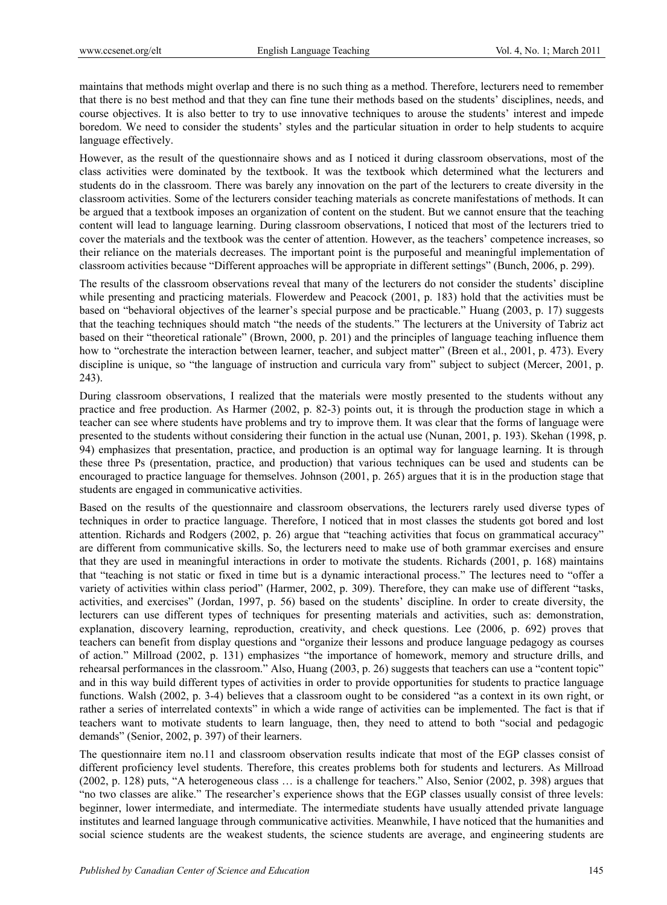maintains that methods might overlap and there is no such thing as a method. Therefore, lecturers need to remember that there is no best method and that they can fine tune their methods based on the students' disciplines, needs, and course objectives. It is also better to try to use innovative techniques to arouse the students' interest and impede boredom. We need to consider the students' styles and the particular situation in order to help students to acquire language effectively.

However, as the result of the questionnaire shows and as I noticed it during classroom observations, most of the class activities were dominated by the textbook. It was the textbook which determined what the lecturers and students do in the classroom. There was barely any innovation on the part of the lecturers to create diversity in the classroom activities. Some of the lecturers consider teaching materials as concrete manifestations of methods. It can be argued that a textbook imposes an organization of content on the student. But we cannot ensure that the teaching content will lead to language learning. During classroom observations, I noticed that most of the lecturers tried to cover the materials and the textbook was the center of attention. However, as the teachers' competence increases, so their reliance on the materials decreases. The important point is the purposeful and meaningful implementation of classroom activities because "Different approaches will be appropriate in different settings" (Bunch, 2006, p. 299).

The results of the classroom observations reveal that many of the lecturers do not consider the students' discipline while presenting and practicing materials. Flowerdew and Peacock (2001, p. 183) hold that the activities must be based on "behavioral objectives of the learner's special purpose and be practicable." Huang (2003, p. 17) suggests that the teaching techniques should match "the needs of the students." The lecturers at the University of Tabriz act based on their "theoretical rationale" (Brown, 2000, p. 201) and the principles of language teaching influence them how to "orchestrate the interaction between learner, teacher, and subject matter" (Breen et al., 2001, p. 473). Every discipline is unique, so "the language of instruction and curricula vary from" subject to subject (Mercer, 2001, p. 243).

During classroom observations, I realized that the materials were mostly presented to the students without any practice and free production. As Harmer (2002, p. 82-3) points out, it is through the production stage in which a teacher can see where students have problems and try to improve them. It was clear that the forms of language were presented to the students without considering their function in the actual use (Nunan, 2001, p. 193). Skehan (1998, p. 94) emphasizes that presentation, practice, and production is an optimal way for language learning. It is through these three Ps (presentation, practice, and production) that various techniques can be used and students can be encouraged to practice language for themselves. Johnson (2001, p. 265) argues that it is in the production stage that students are engaged in communicative activities.

Based on the results of the questionnaire and classroom observations, the lecturers rarely used diverse types of techniques in order to practice language. Therefore, I noticed that in most classes the students got bored and lost attention. Richards and Rodgers (2002, p. 26) argue that "teaching activities that focus on grammatical accuracy" are different from communicative skills. So, the lecturers need to make use of both grammar exercises and ensure that they are used in meaningful interactions in order to motivate the students. Richards (2001, p. 168) maintains that "teaching is not static or fixed in time but is a dynamic interactional process." The lectures need to "offer a variety of activities within class period" (Harmer, 2002, p. 309). Therefore, they can make use of different "tasks, activities, and exercises" (Jordan, 1997, p. 56) based on the students' discipline. In order to create diversity, the lecturers can use different types of techniques for presenting materials and activities, such as: demonstration, explanation, discovery learning, reproduction, creativity, and check questions. Lee (2006, p. 692) proves that teachers can benefit from display questions and "organize their lessons and produce language pedagogy as courses of action." Millroad (2002, p. 131) emphasizes "the importance of homework, memory and structure drills, and rehearsal performances in the classroom." Also, Huang (2003, p. 26) suggests that teachers can use a "content topic" and in this way build different types of activities in order to provide opportunities for students to practice language functions. Walsh (2002, p. 3-4) believes that a classroom ought to be considered "as a context in its own right, or rather a series of interrelated contexts" in which a wide range of activities can be implemented. The fact is that if teachers want to motivate students to learn language, then, they need to attend to both "social and pedagogic demands" (Senior, 2002, p. 397) of their learners.

The questionnaire item no.11 and classroom observation results indicate that most of the EGP classes consist of different proficiency level students. Therefore, this creates problems both for students and lecturers. As Millroad (2002, p. 128) puts, "A heterogeneous class … is a challenge for teachers." Also, Senior (2002, p. 398) argues that "no two classes are alike." The researcher's experience shows that the EGP classes usually consist of three levels: beginner, lower intermediate, and intermediate. The intermediate students have usually attended private language institutes and learned language through communicative activities. Meanwhile, I have noticed that the humanities and social science students are the weakest students, the science students are average, and engineering students are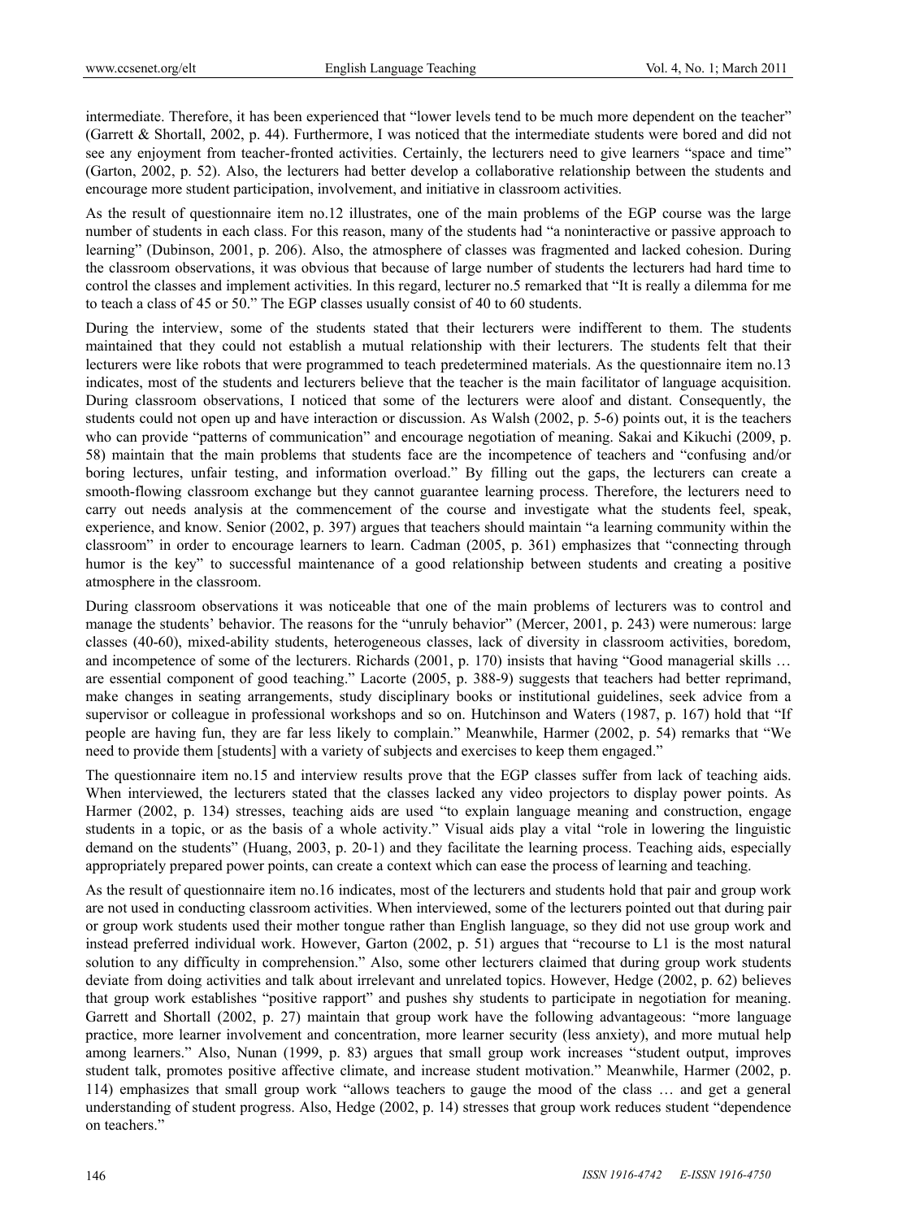intermediate. Therefore, it has been experienced that "lower levels tend to be much more dependent on the teacher" (Garrett & Shortall, 2002, p. 44). Furthermore, I was noticed that the intermediate students were bored and did not see any enjoyment from teacher-fronted activities. Certainly, the lecturers need to give learners "space and time" (Garton, 2002, p. 52). Also, the lecturers had better develop a collaborative relationship between the students and encourage more student participation, involvement, and initiative in classroom activities.

As the result of questionnaire item no.12 illustrates, one of the main problems of the EGP course was the large number of students in each class. For this reason, many of the students had "a noninteractive or passive approach to learning" (Dubinson, 2001, p. 206). Also, the atmosphere of classes was fragmented and lacked cohesion. During the classroom observations, it was obvious that because of large number of students the lecturers had hard time to control the classes and implement activities. In this regard, lecturer no.5 remarked that "It is really a dilemma for me to teach a class of 45 or 50." The EGP classes usually consist of 40 to 60 students.

During the interview, some of the students stated that their lecturers were indifferent to them. The students maintained that they could not establish a mutual relationship with their lecturers. The students felt that their lecturers were like robots that were programmed to teach predetermined materials. As the questionnaire item no.13 indicates, most of the students and lecturers believe that the teacher is the main facilitator of language acquisition. During classroom observations, I noticed that some of the lecturers were aloof and distant. Consequently, the students could not open up and have interaction or discussion. As Walsh (2002, p. 5-6) points out, it is the teachers who can provide "patterns of communication" and encourage negotiation of meaning. Sakai and Kikuchi (2009, p. 58) maintain that the main problems that students face are the incompetence of teachers and "confusing and/or boring lectures, unfair testing, and information overload." By filling out the gaps, the lecturers can create a smooth-flowing classroom exchange but they cannot guarantee learning process. Therefore, the lecturers need to carry out needs analysis at the commencement of the course and investigate what the students feel, speak, experience, and know. Senior (2002, p. 397) argues that teachers should maintain "a learning community within the classroom" in order to encourage learners to learn. Cadman (2005, p. 361) emphasizes that "connecting through humor is the key" to successful maintenance of a good relationship between students and creating a positive atmosphere in the classroom.

During classroom observations it was noticeable that one of the main problems of lecturers was to control and manage the students' behavior. The reasons for the "unruly behavior" (Mercer, 2001, p. 243) were numerous: large classes (40-60), mixed-ability students, heterogeneous classes, lack of diversity in classroom activities, boredom, and incompetence of some of the lecturers. Richards (2001, p. 170) insists that having "Good managerial skills … are essential component of good teaching." Lacorte (2005, p. 388-9) suggests that teachers had better reprimand, make changes in seating arrangements, study disciplinary books or institutional guidelines, seek advice from a supervisor or colleague in professional workshops and so on. Hutchinson and Waters (1987, p. 167) hold that "If people are having fun, they are far less likely to complain." Meanwhile, Harmer (2002, p. 54) remarks that "We need to provide them [students] with a variety of subjects and exercises to keep them engaged."

The questionnaire item no.15 and interview results prove that the EGP classes suffer from lack of teaching aids. When interviewed, the lecturers stated that the classes lacked any video projectors to display power points. As Harmer (2002, p. 134) stresses, teaching aids are used "to explain language meaning and construction, engage students in a topic, or as the basis of a whole activity." Visual aids play a vital "role in lowering the linguistic demand on the students" (Huang, 2003, p. 20-1) and they facilitate the learning process. Teaching aids, especially appropriately prepared power points, can create a context which can ease the process of learning and teaching.

As the result of questionnaire item no.16 indicates, most of the lecturers and students hold that pair and group work are not used in conducting classroom activities. When interviewed, some of the lecturers pointed out that during pair or group work students used their mother tongue rather than English language, so they did not use group work and instead preferred individual work. However, Garton (2002, p. 51) argues that "recourse to L1 is the most natural solution to any difficulty in comprehension." Also, some other lecturers claimed that during group work students deviate from doing activities and talk about irrelevant and unrelated topics. However, Hedge (2002, p. 62) believes that group work establishes "positive rapport" and pushes shy students to participate in negotiation for meaning. Garrett and Shortall (2002, p. 27) maintain that group work have the following advantageous: "more language practice, more learner involvement and concentration, more learner security (less anxiety), and more mutual help among learners." Also, Nunan (1999, p. 83) argues that small group work increases "student output, improves student talk, promotes positive affective climate, and increase student motivation." Meanwhile, Harmer (2002, p. 114) emphasizes that small group work "allows teachers to gauge the mood of the class … and get a general understanding of student progress. Also, Hedge (2002, p. 14) stresses that group work reduces student "dependence on teachers."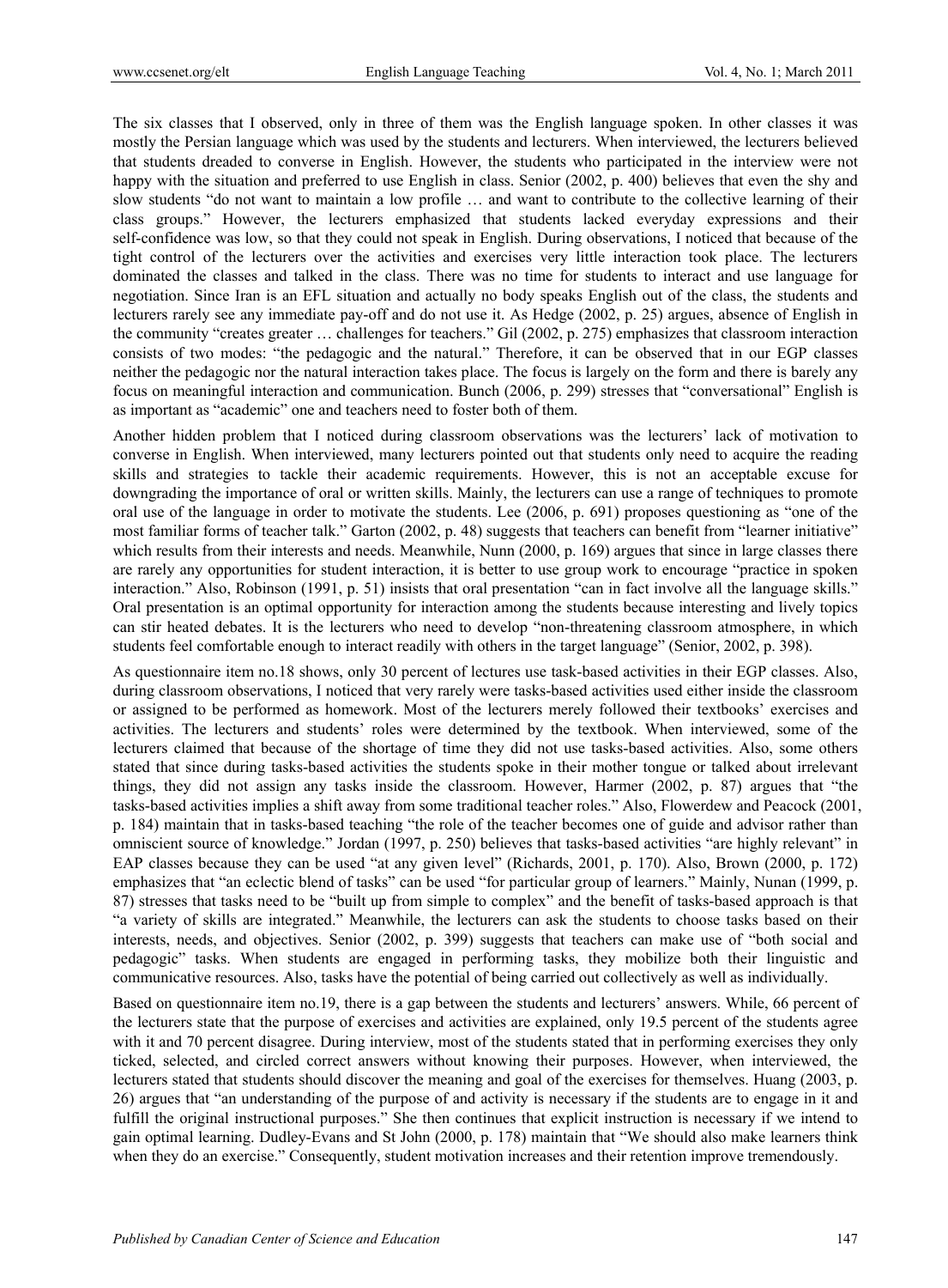The six classes that I observed, only in three of them was the English language spoken. In other classes it was mostly the Persian language which was used by the students and lecturers. When interviewed, the lecturers believed that students dreaded to converse in English. However, the students who participated in the interview were not happy with the situation and preferred to use English in class. Senior (2002, p. 400) believes that even the shy and slow students "do not want to maintain a low profile … and want to contribute to the collective learning of their class groups." However, the lecturers emphasized that students lacked everyday expressions and their self-confidence was low, so that they could not speak in English. During observations, I noticed that because of the tight control of the lecturers over the activities and exercises very little interaction took place. The lecturers dominated the classes and talked in the class. There was no time for students to interact and use language for negotiation. Since Iran is an EFL situation and actually no body speaks English out of the class, the students and lecturers rarely see any immediate pay-off and do not use it. As Hedge (2002, p. 25) argues, absence of English in the community "creates greater … challenges for teachers." Gil (2002, p. 275) emphasizes that classroom interaction consists of two modes: "the pedagogic and the natural." Therefore, it can be observed that in our EGP classes neither the pedagogic nor the natural interaction takes place. The focus is largely on the form and there is barely any focus on meaningful interaction and communication. Bunch (2006, p. 299) stresses that "conversational" English is as important as "academic" one and teachers need to foster both of them.

Another hidden problem that I noticed during classroom observations was the lecturers' lack of motivation to converse in English. When interviewed, many lecturers pointed out that students only need to acquire the reading skills and strategies to tackle their academic requirements. However, this is not an acceptable excuse for downgrading the importance of oral or written skills. Mainly, the lecturers can use a range of techniques to promote oral use of the language in order to motivate the students. Lee (2006, p. 691) proposes questioning as "one of the most familiar forms of teacher talk." Garton (2002, p. 48) suggests that teachers can benefit from "learner initiative" which results from their interests and needs. Meanwhile, Nunn (2000, p. 169) argues that since in large classes there are rarely any opportunities for student interaction, it is better to use group work to encourage "practice in spoken interaction." Also, Robinson (1991, p. 51) insists that oral presentation "can in fact involve all the language skills." Oral presentation is an optimal opportunity for interaction among the students because interesting and lively topics can stir heated debates. It is the lecturers who need to develop "non-threatening classroom atmosphere, in which students feel comfortable enough to interact readily with others in the target language" (Senior, 2002, p. 398).

As questionnaire item no.18 shows, only 30 percent of lectures use task-based activities in their EGP classes. Also, during classroom observations, I noticed that very rarely were tasks-based activities used either inside the classroom or assigned to be performed as homework. Most of the lecturers merely followed their textbooks' exercises and activities. The lecturers and students' roles were determined by the textbook. When interviewed, some of the lecturers claimed that because of the shortage of time they did not use tasks-based activities. Also, some others stated that since during tasks-based activities the students spoke in their mother tongue or talked about irrelevant things, they did not assign any tasks inside the classroom. However, Harmer (2002, p. 87) argues that "the tasks-based activities implies a shift away from some traditional teacher roles." Also, Flowerdew and Peacock (2001, p. 184) maintain that in tasks-based teaching "the role of the teacher becomes one of guide and advisor rather than omniscient source of knowledge." Jordan (1997, p. 250) believes that tasks-based activities "are highly relevant" in EAP classes because they can be used "at any given level" (Richards, 2001, p. 170). Also, Brown (2000, p. 172) emphasizes that "an eclectic blend of tasks" can be used "for particular group of learners." Mainly, Nunan (1999, p. 87) stresses that tasks need to be "built up from simple to complex" and the benefit of tasks-based approach is that "a variety of skills are integrated." Meanwhile, the lecturers can ask the students to choose tasks based on their interests, needs, and objectives. Senior (2002, p. 399) suggests that teachers can make use of "both social and pedagogic" tasks. When students are engaged in performing tasks, they mobilize both their linguistic and communicative resources. Also, tasks have the potential of being carried out collectively as well as individually.

Based on questionnaire item no.19, there is a gap between the students and lecturers' answers. While, 66 percent of the lecturers state that the purpose of exercises and activities are explained, only 19.5 percent of the students agree with it and 70 percent disagree. During interview, most of the students stated that in performing exercises they only ticked, selected, and circled correct answers without knowing their purposes. However, when interviewed, the lecturers stated that students should discover the meaning and goal of the exercises for themselves. Huang (2003, p. 26) argues that "an understanding of the purpose of and activity is necessary if the students are to engage in it and fulfill the original instructional purposes." She then continues that explicit instruction is necessary if we intend to gain optimal learning. Dudley-Evans and St John (2000, p. 178) maintain that "We should also make learners think when they do an exercise." Consequently, student motivation increases and their retention improve tremendously.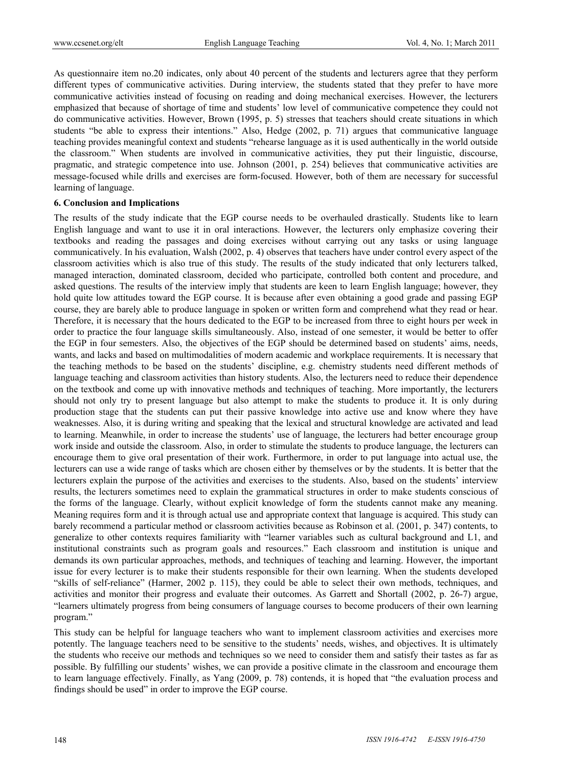As questionnaire item no.20 indicates, only about 40 percent of the students and lecturers agree that they perform different types of communicative activities. During interview, the students stated that they prefer to have more communicative activities instead of focusing on reading and doing mechanical exercises. However, the lecturers emphasized that because of shortage of time and students' low level of communicative competence they could not do communicative activities. However, Brown (1995, p. 5) stresses that teachers should create situations in which students "be able to express their intentions." Also, Hedge (2002, p. 71) argues that communicative language teaching provides meaningful context and students "rehearse language as it is used authentically in the world outside the classroom." When students are involved in communicative activities, they put their linguistic, discourse, pragmatic, and strategic competence into use. Johnson (2001, p. 254) believes that communicative activities are message-focused while drills and exercises are form-focused. However, both of them are necessary for successful learning of language.

**6. Conclusion and Implications**

The results of the study indicate that the EGP course needs to be overhauled drastically. Students like to learn English language and want to use it in oral interactions. However, the lecturers only emphasize covering their textbooks and reading the passages and doing exercises without carrying out any tasks or using language communicatively. In his evaluation, Walsh (2002, p. 4) observes that teachers have under control every aspect of the classroom activities which is also true of this study. The results of the study indicated that only lecturers talked, managed interaction, dominated classroom, decided who participate, controlled both content and procedure, and asked questions. The results of the interview imply that students are keen to learn English language; however, they hold quite low attitudes toward the EGP course. It is because after even obtaining a good grade and passing EGP course, they are barely able to produce language in spoken or written form and comprehend what they read or hear. Therefore, it is necessary that the hours dedicated to the EGP to be increased from three to eight hours per week in order to practice the four language skills simultaneously. Also, instead of one semester, it would be better to offer the EGP in four semesters. Also, the objectives of the EGP should be determined based on students' aims, needs, wants, and lacks and based on multimodalities of modern academic and workplace requirements. It is necessary that the teaching methods to be based on the students' discipline, e.g. chemistry students need different methods of language teaching and classroom activities than history students. Also, the lecturers need to reduce their dependence on the textbook and come up with innovative methods and techniques of teaching. More importantly, the lecturers should not only try to present language but also attempt to make the students to produce it. It is only during production stage that the students can put their passive knowledge into active use and know where they have weaknesses. Also, it is during writing and speaking that the lexical and structural knowledge are activated and lead to learning. Meanwhile, in order to increase the students' use of language, the lecturers had better encourage group work inside and outside the classroom. Also, in order to stimulate the students to produce language, the lecturers can encourage them to give oral presentation of their work. Furthermore, in order to put language into actual use, the lecturers can use a wide range of tasks which are chosen either by themselves or by the students. It is better that the lecturers explain the purpose of the activities and exercises to the students. Also, based on the students' interview results, the lecturers sometimes need to explain the grammatical structures in order to make students conscious of the forms of the language. Clearly, without explicit knowledge of form the students cannot make any meaning. Meaning requires form and it is through actual use and appropriate context that language is acquired. This study can barely recommend a particular method or classroom activities because as Robinson et al. (2001, p. 347) contents, to generalize to other contexts requires familiarity with "learner variables such as cultural background and L1, and institutional constraints such as program goals and resources." Each classroom and institution is unique and demands its own particular approaches, methods, and techniques of teaching and learning. However, the important issue for every lecturer is to make their students responsible for their own learning. When the students developed "skills of self-reliance" (Harmer, 2002 p. 115), they could be able to select their own methods, techniques, and activities and monitor their progress and evaluate their outcomes. As Garrett and Shortall (2002, p. 26-7) argue, "learners ultimately progress from being consumers of language courses to become producers of their own learning program."

This study can be helpful for language teachers who want to implement classroom activities and exercises more potently. The language teachers need to be sensitive to the students' needs, wishes, and objectives. It is ultimately the students who receive our methods and techniques so we need to consider them and satisfy their tastes as far as possible. By fulfilling our students' wishes, we can provide a positive climate in the classroom and encourage them to learn language effectively. Finally, as Yang (2009, p. 78) contends, it is hoped that "the evaluation process and findings should be used" in order to improve the EGP course.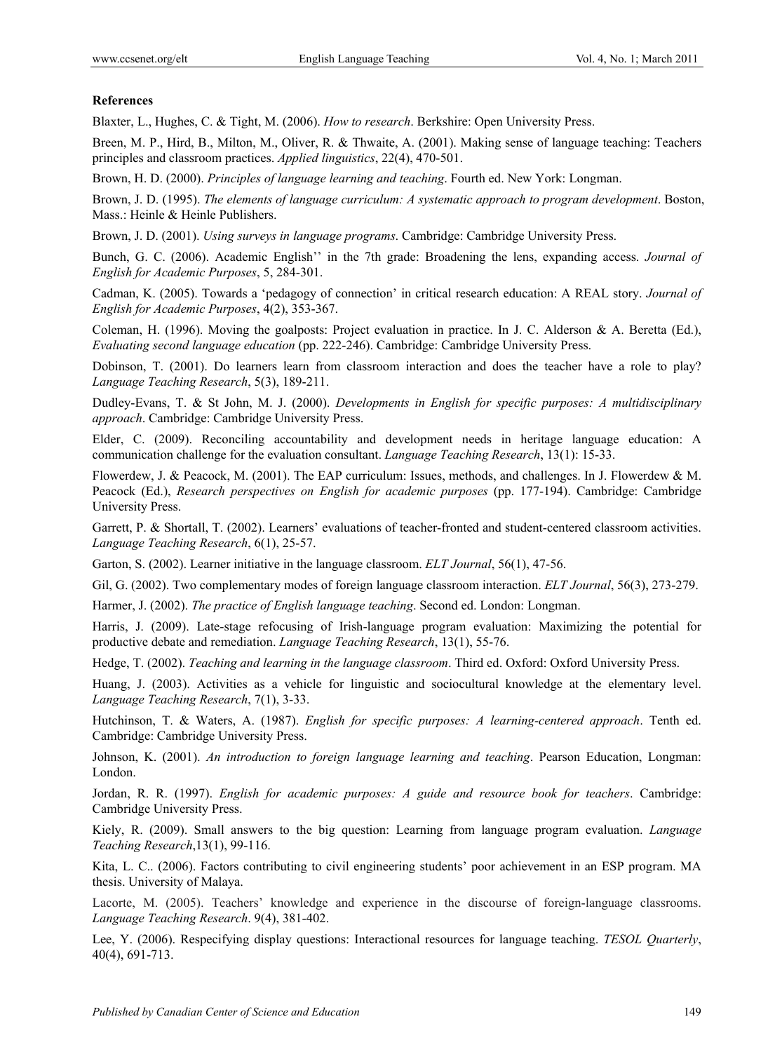**References**

Blaxter, L., Hughes, C. & Tight, M. (2006). *How to research*. Berkshire: Open University Press.

Breen, M. P., Hird, B., Milton, M., Oliver, R. & Thwaite, A. (2001). Making sense of language teaching: Teachers principles and classroom practices. *Applied linguistics*, 22(4), 470-501.

Brown, H. D. (2000). *Principles of language learning and teaching*. Fourth ed. New York: Longman.

Brown, J. D. (1995). *The elements of language curriculum: A systematic approach to program development*. Boston, Mass.: Heinle & Heinle Publishers.

Brown, J. D. (2001). *Using surveys in language programs*. Cambridge: Cambridge University Press.

Bunch, G. C. (2006). Academic English'' in the 7th grade: Broadening the lens, expanding access. *Journal of English for Academic Purposes*, 5, 284-301.

Cadman, K. (2005). Towards a 'pedagogy of connection' in critical research education: A REAL story. *Journal of English for Academic Purposes*, 4(2), 353-367.

Coleman, H. (1996). Moving the goalposts: Project evaluation in practice. In J. C. Alderson & A. Beretta (Ed.), *Evaluating second language education* (pp. 222-246). Cambridge: Cambridge University Press.

Dobinson, T. (2001). Do learners learn from classroom interaction and does the teacher have a role to play? *Language Teaching Research*, 5(3), 189-211.

Dudley-Evans, T. & St John, M. J. (2000). *Developments in English for specific purposes: A multidisciplinary approach*. Cambridge: Cambridge University Press.

Elder, C. (2009). Reconciling accountability and development needs in heritage language education: A communication challenge for the evaluation consultant. *Language Teaching Research*, 13(1): 15-33.

Flowerdew, J. & Peacock, M. (2001). The EAP curriculum: Issues, methods, and challenges. In J. Flowerdew & M. Peacock (Ed.), *Research perspectives on English for academic purposes* (pp. 177-194). Cambridge: Cambridge University Press.

Garrett, P. & Shortall, T. (2002). Learners' evaluations of teacher-fronted and student-centered classroom activities. *Language Teaching Research*, 6(1), 25-57.

Garton, S. (2002). Learner initiative in the language classroom. *ELT Journal*, 56(1), 47-56.

Gil, G. (2002). Two complementary modes of foreign language classroom interaction. *ELT Journal*, 56(3), 273-279.

Harmer, J. (2002). *The practice of English language teaching*. Second ed. London: Longman.

Harris, J. (2009). Late-stage refocusing of Irish-language program evaluation: Maximizing the potential for productive debate and remediation. *Language Teaching Research*, 13(1), 55-76.

Hedge, T. (2002). *Teaching and learning in the language classroom*. Third ed. Oxford: Oxford University Press.

Huang, J. (2003). Activities as a vehicle for linguistic and sociocultural knowledge at the elementary level. *Language Teaching Research*, 7(1), 3-33.

Hutchinson, T. & Waters, A. (1987). *English for specific purposes: A learning-centered approach*. Tenth ed. Cambridge: Cambridge University Press.

Johnson, K. (2001). *An introduction to foreign language learning and teaching*. Pearson Education, Longman: London.

Jordan, R. R. (1997). *English for academic purposes: A guide and resource book for teachers*. Cambridge: Cambridge University Press.

Kiely, R. (2009). Small answers to the big question: Learning from language program evaluation. *Language Teaching Research*,13(1), 99-116.

Kita, L. C.. (2006). Factors contributing to civil engineering students' poor achievement in an ESP program. MA thesis. University of Malaya.

Lacorte, M. (2005). Teachers' knowledge and experience in the discourse of foreign-language classrooms. *Language Teaching Research*. 9(4), 381-402.

Lee, Y. (2006). Respecifying display questions: Interactional resources for language teaching. *TESOL Quarterly*, 40(4), 691-713.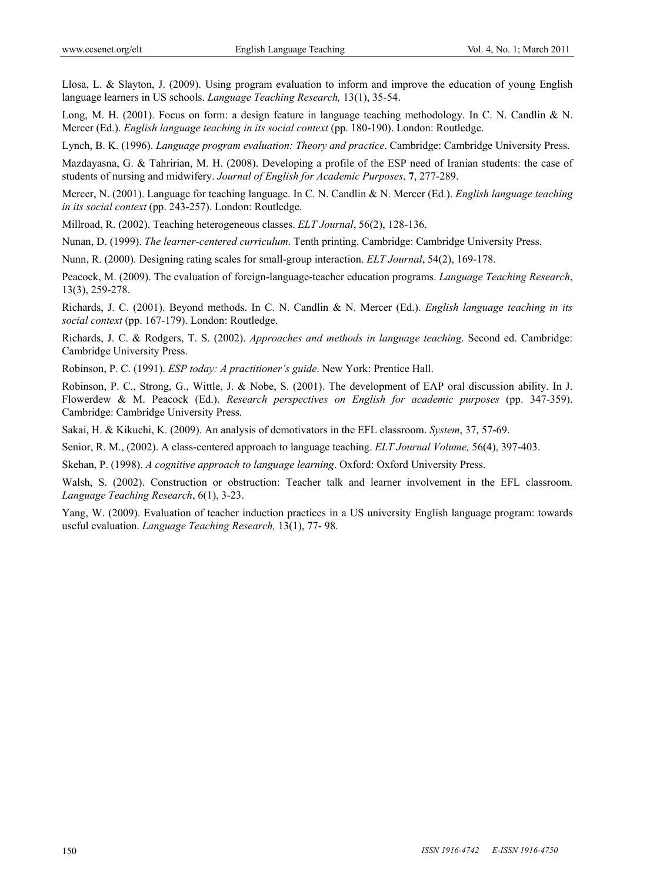Llosa, L. & Slayton, J. (2009). Using program evaluation to inform and improve the education of young English language learners in US schools. *Language Teaching Research,* 13(1), 35-54.

Long, M. H. (2001). Focus on form: a design feature in language teaching methodology. In C. N. Candlin & N. Mercer (Ed.). *English language teaching in its social context* (pp. 180-190). London: Routledge.

Lynch, B. K. (1996). *Language program evaluation: Theory and practice*. Cambridge: Cambridge University Press.

Mazdayasna, G. & Tahririan, M. H. (2008). Developing a profile of the ESP need of Iranian students: the case of students of nursing and midwifery. *Journal of English for Academic Purposes*, **7**, 277-289.

Mercer, N. (2001). Language for teaching language. In C. N. Candlin & N. Mercer (Ed.). *English language teaching in its social context* (pp. 243-257). London: Routledge.

Millroad, R. (2002). Teaching heterogeneous classes. *ELT Journal*, 56(2), 128-136.

Nunan, D. (1999). *The learner-centered curriculum*. Tenth printing. Cambridge: Cambridge University Press.

Nunn, R. (2000). Designing rating scales for small-group interaction. *ELT Journal*, 54(2), 169-178.

Peacock, M. (2009). The evaluation of foreign-language-teacher education programs. *Language Teaching Research*, 13(3), 259-278.

Richards, J. C. (2001). Beyond methods. In C. N. Candlin & N. Mercer (Ed.). *English language teaching in its social context* (pp. 167-179). London: Routledge.

Richards, J. C. & Rodgers, T. S. (2002). *Approaches and methods in language teaching*. Second ed. Cambridge: Cambridge University Press.

Robinson, P. C. (1991). *ESP today: A practitioner's guide*. New York: Prentice Hall.

Robinson, P. C., Strong, G., Wittle, J. & Nobe, S. (2001). The development of EAP oral discussion ability. In J. Flowerdew & M. Peacock (Ed.). *Research perspectives on English for academic purposes* (pp. 347-359). Cambridge: Cambridge University Press.

Sakai, H. & Kikuchi, K. (2009). An analysis of demotivators in the EFL classroom. *System*, 37, 57-69.

Senior, R. M., (2002). A class-centered approach to language teaching. *ELT Journal Volume,* 56(4), 397-403.

Skehan, P. (1998). *A cognitive approach to language learning*. Oxford: Oxford University Press.

Walsh, S. (2002). Construction or obstruction: Teacher talk and learner involvement in the EFL classroom. *Language Teaching Research*, 6(1), 3-23.

Yang, W. (2009). Evaluation of teacher induction practices in a US university English language program: towards useful evaluation. *Language Teaching Research,* 13(1), 77- 98.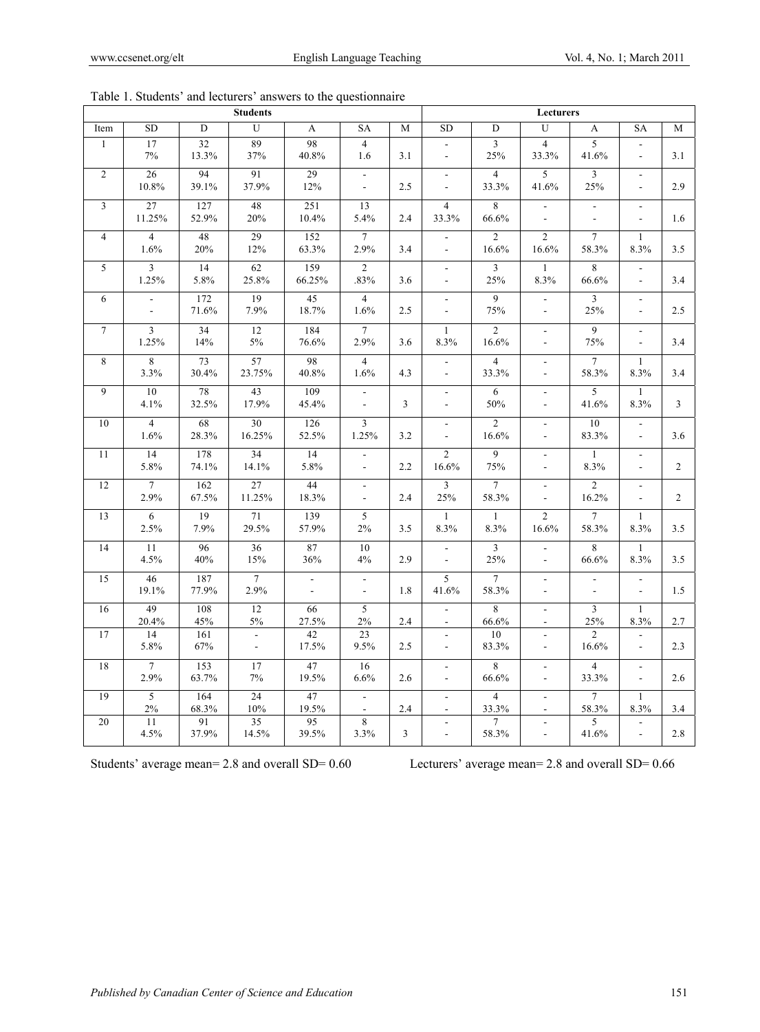Table 1. Students' and lecturers' answers to the questionnaire

| | Students | | | | | | Lecturers | | | | | |
|---|---|---|---|---|---|---|---|---|---|---|---|---|
| Item | SD | D | U | A | SA | M | SD | D | U | A | SA | M |
| 1 | 17<br>7% | 32<br>13.3% | 89<br>37% | 98<br>40.8% | 4<br>1.6 | 3.1 | -<br>- | 3<br>25% | 4<br>33.3% | 5<br>41.6% | -<br>- | 3.1 |
| 2 | 26<br>10.8% | 94<br>39.1% | 91<br>37.9% | 29<br>12% | -<br>- | 2.5 | -<br>- | 4<br>33.3% | 5<br>41.6% | 3<br>25% | -<br>- | 2.9 |
| 3 | 27<br>11.25% | 127<br>52.9% | 48<br>20% | 251<br>10.4% | 13<br>5.4% | 2.4 | 4<br>33.3% | 8<br>66.6% | -<br>- | -<br>- | -<br>- | 1.6 |
| 4 | 4<br>1.6% | 48<br>20% | 29<br>12% | 152<br>63.3% | 7<br>2.9% | 3.4 | -<br>- | 2<br>16.6% | 2<br>16.6% | 7<br>58.3% | 1<br>8.3% | 3.5 |
| 5 | 3<br>1.25% | 14<br>5.8% | 62<br>25.8% | 159<br>66.25% | 2<br>.83% | 3.6 | -<br>- | 3<br>25% | 1<br>8.3% | 8<br>66.6% | -<br>- | 3.4 |
| 6 | -<br>- | 172<br>71.6% | 19<br>7.9% | 45<br>18.7% | 4<br>1.6% | 2.5 | -<br>- | 9<br>75% | -<br>- | 3<br>25% | -<br>- | 2.5 |
| 7 | 3<br>1.25% | 34<br>14% | 12<br>5% | 184<br>76.6% | 7<br>2.9% | 3.6 | 1<br>8.3% | 2<br>16.6% | -<br>- | 9<br>75% | -<br>- | 3.4 |
| 8 | 8<br>3.3% | 73<br>30.4% | 57<br>23.75% | 98<br>40.8% | 4<br>1.6% | 4.3 | -<br>- | 4<br>33.3% | -<br>- | 7<br>58.3% | 1<br>8.3% | 3.4 |
| 9 | 10<br>4.1% | 78<br>32.5% | 43<br>17.9% | 109<br>45.4% | -<br>- | 3 | -<br>- | 6<br>50% | -<br>- | 5<br>41.6% | 1<br>8.3% | 3 |
| 10 | 4<br>1.6% | 68<br>28.3% | 30<br>16.25% | 126<br>52.5% | 3<br>1.25% | 3.2 | -<br>- | 2<br>16.6% | -<br>- | 10<br>83.3% | -<br>- | 3.6 |
| 11 | 14<br>5.8% | 178<br>74.1% | 34<br>14.1% | 14<br>5.8% | -<br>- | 2.2 | 2<br>16.6% | 9<br>75% | -<br>- | 1<br>8.3% | -<br>- | 2 |
| 12 | 7<br>2.9% | 162<br>67.5% | 27<br>11.25% | 44<br>18.3% | -<br>- | 2.4 | 3<br>25% | 7<br>58.3% | -<br>- | 2<br>16.2% | -<br>- | 2 |
| 13 | 6<br>2.5% | 19<br>7.9% | 71<br>29.5% | 139<br>57.9% | 5<br>2% | 3.5 | 1<br>8.3% | 1<br>8.3% | 2<br>16.6% | 7<br>58.3% | 1<br>8.3% | 3.5 |
| 14 | 11<br>4.5% | 96<br>40% | 36<br>15% | 87<br>36% | 10<br>4% | 2.9 | -<br>- | 3<br>25% | -<br>- | 8<br>66.6% | 1<br>8.3% | 3.5 |
| 15 | 46<br>19.1% | 187<br>77.9% | 7<br>2.9% | -<br>- | -<br>- | 1.8 | 5<br>41.6% | 7<br>58.3% | -<br>- | -<br>- | -<br>- | 1.5 |
| 16 | 49<br>20.4% | 108<br>45% | 12<br>5% | 66<br>27.5% | 5<br>2% | 2.4 | -<br>- | 8<br>66.6% | -<br>- | 3<br>25% | 1<br>8.3% | 2.7 |
| 17 | 14<br>5.8% | 161<br>67% | -<br>- | 42<br>17.5% | 23<br>9.5% | 2.5 | -<br>- | 10<br>83.3% | -<br>- | 2<br>16.6% | -<br>- | 2.3 |
| 18 | 7<br>2.9% | 153<br>63.7% | 17<br>7% | 47<br>19.5% | 16<br>6.6% | 2.6 | -<br>- | 8<br>66.6% | -<br>- | 4<br>33.3% | -<br>- | 2.6 |
| 19 | 5<br>2% | 164<br>68.3% | 24<br>10% | 47<br>19.5% | -<br>- | 2.4 | -<br>- | 4<br>33.3% | -<br>- | 7<br>58.3% | 1<br>8.3% | 3.4 |
| 20 | 11<br>4.5% | 91<br>37.9% | 35<br>14.5% | 95<br>39.5% | 8<br>3.3% | 3 | -<br>- | 7<br>58.3% | -<br>- | 5<br>41.6% | -<br>- | 2.8 |

Students' average mean= 2.8 and overall SD= 0.60 Lecturers' average mean= 2.8 and overall SD= 0.66